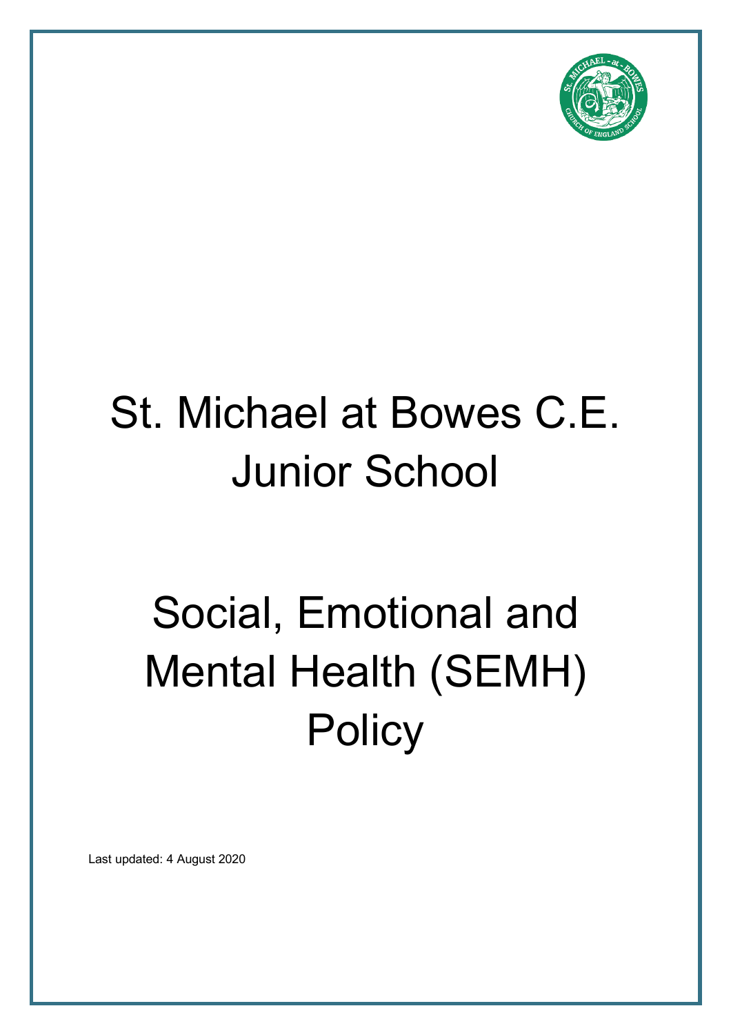# St. Michael at Bowes C.E. Junior School

# Social, Emotional and Mental Health (SEMH) Policy

Last updated: 4 August 2020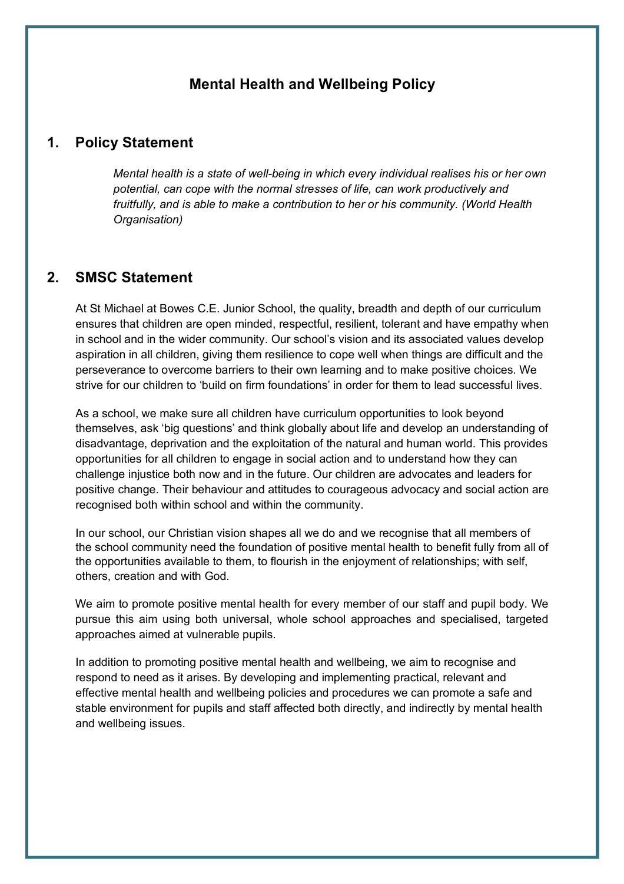# Mental Health and Wellbeing Policy

## 1. Policy Statement

*Mental health is a state of well-being in which every individual realises his or her own potential, can cope with the normal stresses of life, can work productively and fruitfully, and is able to make a contribution to her or his community. (World Health Organisation)*

## 2. SMSC Statement

At St Michael at Bowes C.E. Junior School, the quality, breadth and depth of our curriculum ensures that children are open minded, respectful, resilient, tolerant and have empathy when in school and in the wider community. Our school's vision and its associated values develop aspiration in all children, giving them resilience to cope well when things are difficult and the perseverance to overcome barriers to their own learning and to make positive choices. We strive for our children to 'build on firm foundations' in order for them to lead successful lives.

As a school, we make sure all children have curriculum opportunities to look beyond themselves, ask 'big questions' and think globally about life and develop an understanding of disadvantage, deprivation and the exploitation of the natural and human world. This provides opportunities for all children to engage in social action and to understand how they can challenge injustice both now and in the future. Our children are advocates and leaders for positive change. Their behaviour and attitudes to courageous advocacy and social action are recognised both within school and within the community.

In our school, our Christian vision shapes all we do and we recognise that all members of the school community need the foundation of positive mental health to benefit fully from all of the opportunities available to them, to flourish in the enjoyment of relationships; with self, others, creation and with God.

We aim to promote positive mental health for every member of our staff and pupil body. We pursue this aim using both universal, whole school approaches and specialised, targeted approaches aimed at vulnerable pupils.

In addition to promoting positive mental health and wellbeing, we aim to recognise and respond to need as it arises. By developing and implementing practical, relevant and effective mental health and wellbeing policies and procedures we can promote a safe and stable environment for pupils and staff affected both directly, and indirectly by mental health and wellbeing issues.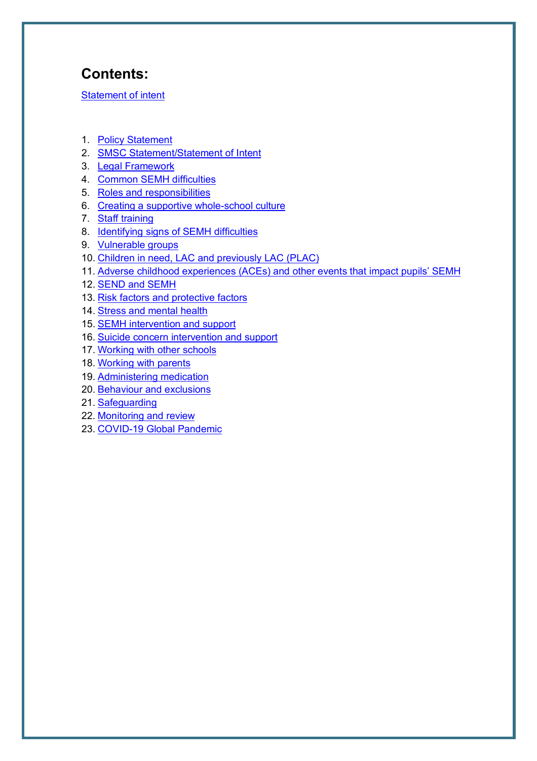## Contents:

Statement of intent

1. Policy Statement
2. SMSC Statement/Statement of Intent
3. Legal Framework
4. Common SEMH difficulties
5. Roles and responsibilities
6. Creating a supportive whole-school culture
7. Staff training
8. Identifying signs of SEMH difficulties
9. Vulnerable groups
10. Children in need, LAC and previously LAC (PLAC)
11. Adverse childhood experiences (ACEs) and other events that impact pupils' SEMH
12. SEND and SEMH
13. Risk factors and protective factors
14. Stress and mental health
15. SEMH intervention and support
16. Suicide concern intervention and support
17. Working with other schools
18. Working with parents
19. Administering medication
20. Behaviour and exclusions
21. Safeguarding
22. Monitoring and review
23. COVID-19 Global Pandemic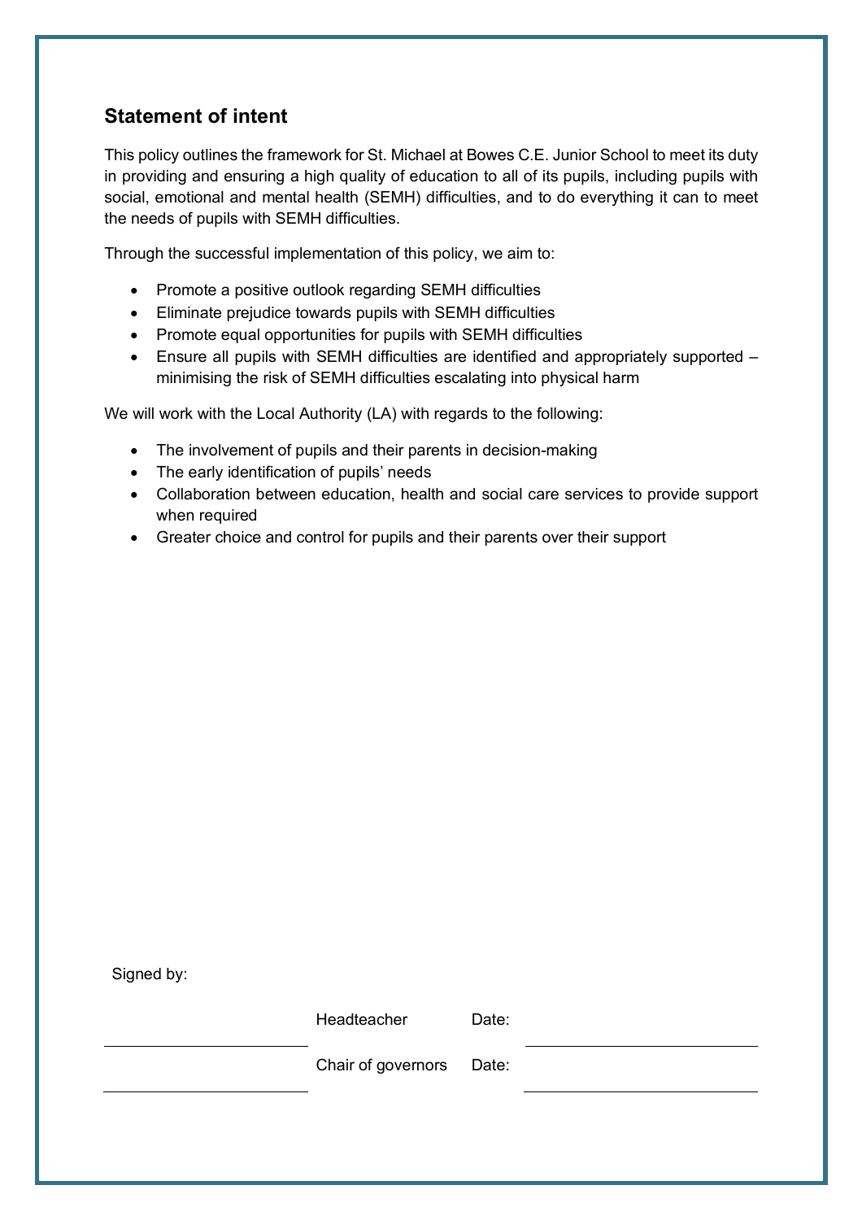## Statement of intent

This policy outlines the framework for St. Michael at Bowes C.E. Junior School to meet its duty in providing and ensuring a high quality of education to all of its pupils, including pupils with social, emotional and mental health (SEMH) difficulties, and to do everything it can to meet the needs of pupils with SEMH difficulties.

Through the successful implementation of this policy, we aim to:

- Promote a positive outlook regarding SEMH difficulties
- Eliminate prejudice towards pupils with SEMH difficulties
- Promote equal opportunities for pupils with SEMH difficulties
- Ensure all pupils with SEMH difficulties are identified and appropriately supported – minimising the risk of SEMH difficulties escalating into physical harm

We will work with the Local Authority (LA) with regards to the following:

- The involvement of pupils and their parents in decision-making
- The early identification of pupils' needs
- Collaboration between education, health and social care services to provide support when required
- Greater choice and control for pupils and their parents over their support

Signed by:

| | | | |
|---|---|---|---|
| ______________________ | Headteacher | Date: | ______________________ |
| ______________________ | Chair of governors | Date: | ______________________ |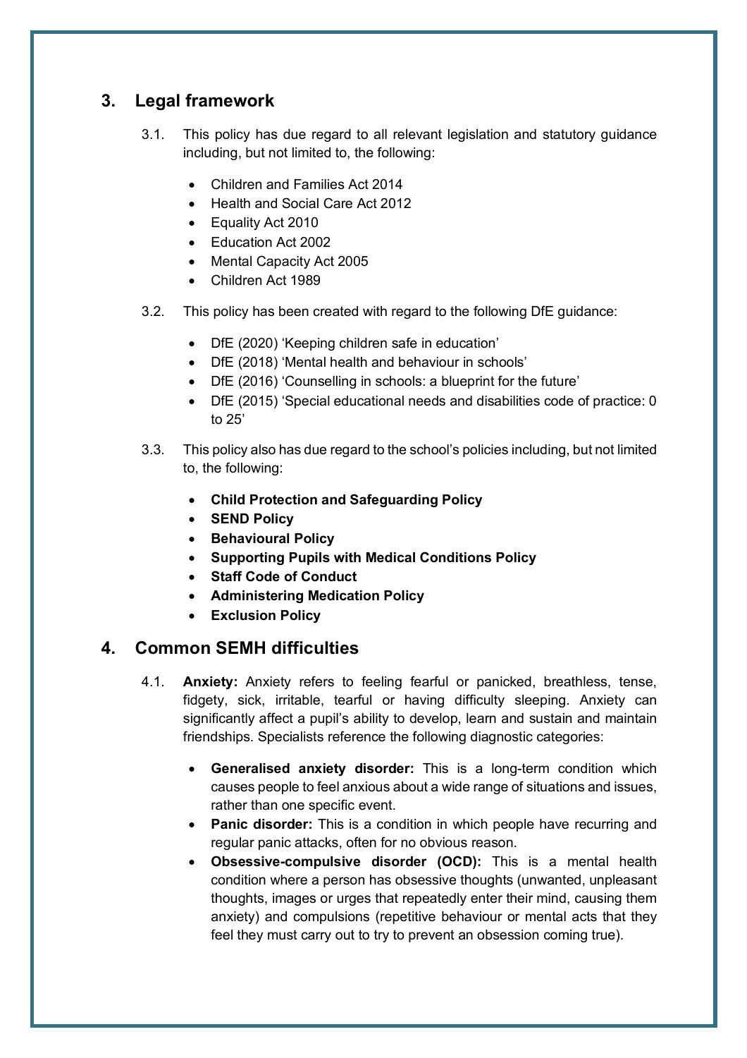## 3. Legal framework

3.1. This policy has due regard to all relevant legislation and statutory guidance including, but not limited to, the following:

- Children and Families Act 2014
- Health and Social Care Act 2012
- Equality Act 2010
- Education Act 2002
- Mental Capacity Act 2005
- Children Act 1989

3.2. This policy has been created with regard to the following DfE guidance:

- DfE (2020) 'Keeping children safe in education'
- DfE (2018) 'Mental health and behaviour in schools'
- DfE (2016) 'Counselling in schools: a blueprint for the future'
- DfE (2015) 'Special educational needs and disabilities code of practice: 0 to 25'

3.3. This policy also has due regard to the school's policies including, but not limited to, the following:

- **Child Protection and Safeguarding Policy**
- **SEND Policy**
- **Behavioural Policy**
- **Supporting Pupils with Medical Conditions Policy**
- **Staff Code of Conduct**
- **Administering Medication Policy**
- **Exclusion Policy**

## 4. Common SEMH difficulties

4.1. **Anxiety:** Anxiety refers to feeling fearful or panicked, breathless, tense, fidgety, sick, irritable, tearful or having difficulty sleeping. Anxiety can significantly affect a pupil's ability to develop, learn and sustain and maintain friendships. Specialists reference the following diagnostic categories:

- **Generalised anxiety disorder:** This is a long-term condition which causes people to feel anxious about a wide range of situations and issues, rather than one specific event.
- **Panic disorder:** This is a condition in which people have recurring and regular panic attacks, often for no obvious reason.
- **Obsessive-compulsive disorder (OCD):** This is a mental health condition where a person has obsessive thoughts (unwanted, unpleasant thoughts, images or urges that repeatedly enter their mind, causing them anxiety) and compulsions (repetitive behaviour or mental acts that they feel they must carry out to try to prevent an obsession coming true).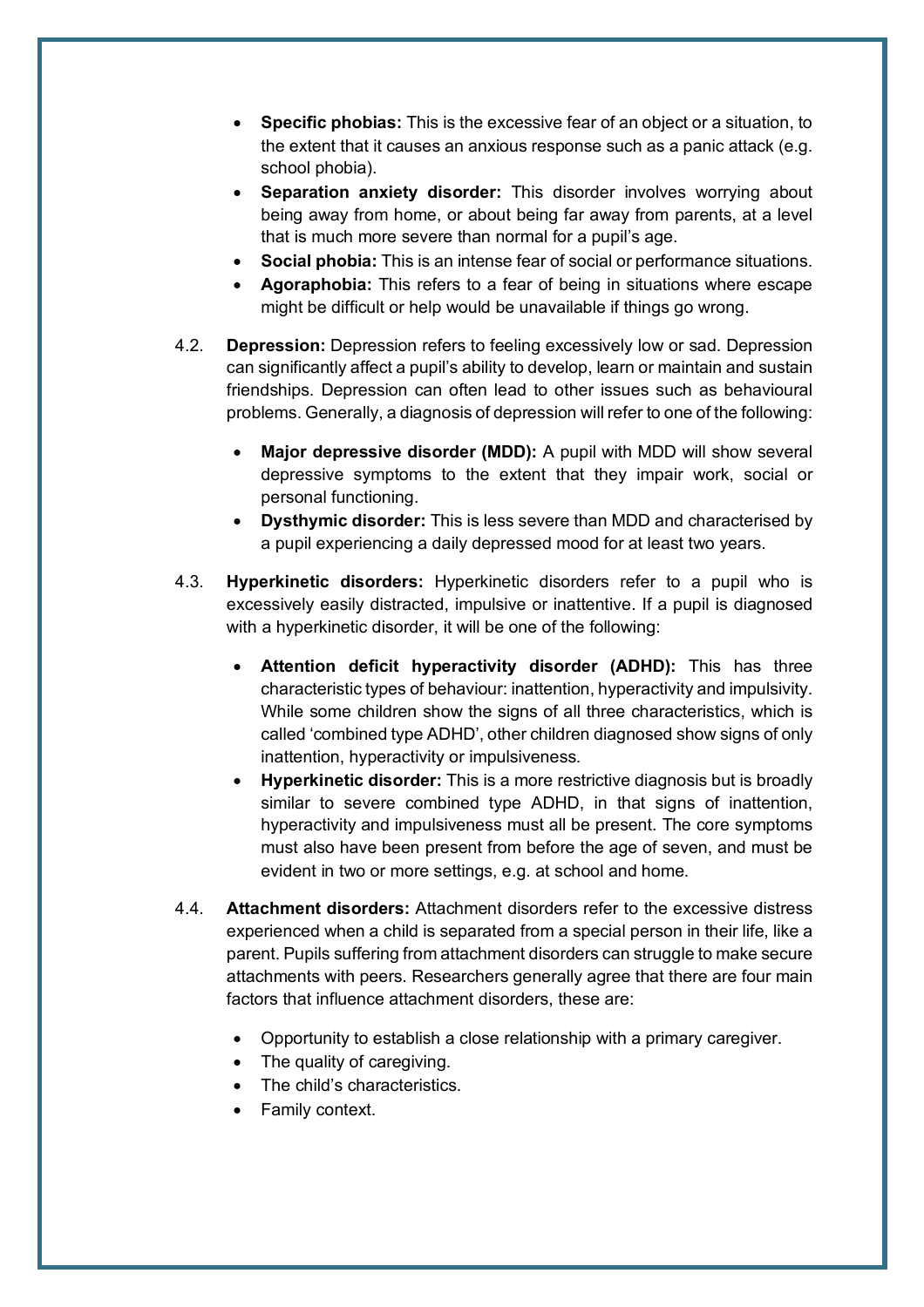- **Specific phobias:** This is the excessive fear of an object or a situation, to the extent that it causes an anxious response such as a panic attack (e.g. school phobia).
- **Separation anxiety disorder:** This disorder involves worrying about being away from home, or about being far away from parents, at a level that is much more severe than normal for a pupil's age.
- **Social phobia:** This is an intense fear of social or performance situations.
- **Agoraphobia:** This refers to a fear of being in situations where escape might be difficult or help would be unavailable if things go wrong.

4.2. **Depression:** Depression refers to feeling excessively low or sad. Depression can significantly affect a pupil's ability to develop, learn or maintain and sustain friendships. Depression can often lead to other issues such as behavioural problems. Generally, a diagnosis of depression will refer to one of the following:

- **Major depressive disorder (MDD):** A pupil with MDD will show several depressive symptoms to the extent that they impair work, social or personal functioning.
- **Dysthymic disorder:** This is less severe than MDD and characterised by a pupil experiencing a daily depressed mood for at least two years.

4.3. **Hyperkinetic disorders:** Hyperkinetic disorders refer to a pupil who is excessively easily distracted, impulsive or inattentive. If a pupil is diagnosed with a hyperkinetic disorder, it will be one of the following:

- **Attention deficit hyperactivity disorder (ADHD):** This has three characteristic types of behaviour: inattention, hyperactivity and impulsivity. While some children show the signs of all three characteristics, which is called 'combined type ADHD', other children diagnosed show signs of only inattention, hyperactivity or impulsiveness.
- **Hyperkinetic disorder:** This is a more restrictive diagnosis but is broadly similar to severe combined type ADHD, in that signs of inattention, hyperactivity and impulsiveness must all be present. The core symptoms must also have been present from before the age of seven, and must be evident in two or more settings, e.g. at school and home.

4.4. **Attachment disorders:** Attachment disorders refer to the excessive distress experienced when a child is separated from a special person in their life, like a parent. Pupils suffering from attachment disorders can struggle to make secure attachments with peers. Researchers generally agree that there are four main factors that influence attachment disorders, these are:

- Opportunity to establish a close relationship with a primary caregiver.
- The quality of caregiving.
- The child's characteristics.
- Family context.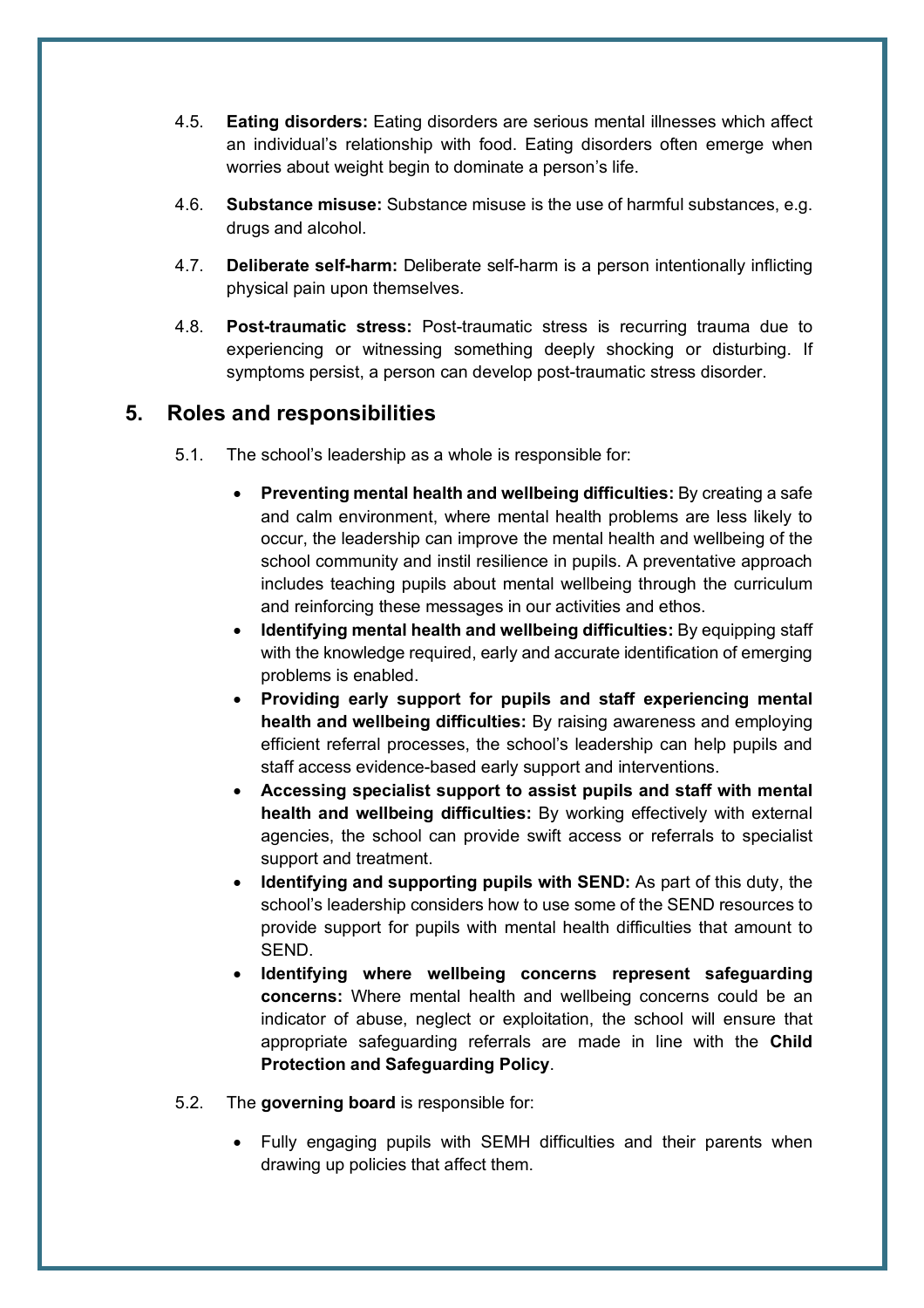4.5. **Eating disorders:** Eating disorders are serious mental illnesses which affect an individual's relationship with food. Eating disorders often emerge when worries about weight begin to dominate a person's life.

4.6. **Substance misuse:** Substance misuse is the use of harmful substances, e.g. drugs and alcohol.

4.7. **Deliberate self-harm:** Deliberate self-harm is a person intentionally inflicting physical pain upon themselves.

4.8. **Post-traumatic stress:** Post-traumatic stress is recurring trauma due to experiencing or witnessing something deeply shocking or disturbing. If symptoms persist, a person can develop post-traumatic stress disorder.

## 5. Roles and responsibilities

5.1. The school's leadership as a whole is responsible for:

- **Preventing mental health and wellbeing difficulties:** By creating a safe and calm environment, where mental health problems are less likely to occur, the leadership can improve the mental health and wellbeing of the school community and instil resilience in pupils. A preventative approach includes teaching pupils about mental wellbeing through the curriculum and reinforcing these messages in our activities and ethos.
- **Identifying mental health and wellbeing difficulties:** By equipping staff with the knowledge required, early and accurate identification of emerging problems is enabled.
- **Providing early support for pupils and staff experiencing mental health and wellbeing difficulties:** By raising awareness and employing efficient referral processes, the school's leadership can help pupils and staff access evidence-based early support and interventions.
- **Accessing specialist support to assist pupils and staff with mental health and wellbeing difficulties:** By working effectively with external agencies, the school can provide swift access or referrals to specialist support and treatment.
- **Identifying and supporting pupils with SEND:** As part of this duty, the school's leadership considers how to use some of the SEND resources to provide support for pupils with mental health difficulties that amount to SEND.
- **Identifying where wellbeing concerns represent safeguarding concerns:** Where mental health and wellbeing concerns could be an indicator of abuse, neglect or exploitation, the school will ensure that appropriate safeguarding referrals are made in line with the **Child Protection and Safeguarding Policy**.

5.2. The **governing board** is responsible for:

- Fully engaging pupils with SEMH difficulties and their parents when drawing up policies that affect them.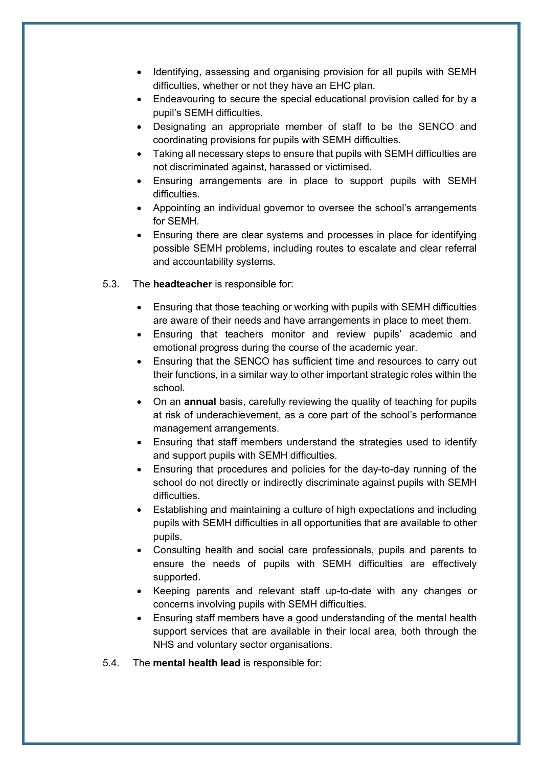- Identifying, assessing and organising provision for all pupils with SEMH difficulties, whether or not they have an EHC plan.
- Endeavouring to secure the special educational provision called for by a pupil's SEMH difficulties.
- Designating an appropriate member of staff to be the SENCO and coordinating provisions for pupils with SEMH difficulties.
- Taking all necessary steps to ensure that pupils with SEMH difficulties are not discriminated against, harassed or victimised.
- Ensuring arrangements are in place to support pupils with SEMH difficulties.
- Appointing an individual governor to oversee the school's arrangements for SEMH.
- Ensuring there are clear systems and processes in place for identifying possible SEMH problems, including routes to escalate and clear referral and accountability systems.

5.3. The **headteacher** is responsible for:

- Ensuring that those teaching or working with pupils with SEMH difficulties are aware of their needs and have arrangements in place to meet them.
- Ensuring that teachers monitor and review pupils' academic and emotional progress during the course of the academic year.
- Ensuring that the SENCO has sufficient time and resources to carry out their functions, in a similar way to other important strategic roles within the school.
- On an **annual** basis, carefully reviewing the quality of teaching for pupils at risk of underachievement, as a core part of the school's performance management arrangements.
- Ensuring that staff members understand the strategies used to identify and support pupils with SEMH difficulties.
- Ensuring that procedures and policies for the day-to-day running of the school do not directly or indirectly discriminate against pupils with SEMH difficulties.
- Establishing and maintaining a culture of high expectations and including pupils with SEMH difficulties in all opportunities that are available to other pupils.
- Consulting health and social care professionals, pupils and parents to ensure the needs of pupils with SEMH difficulties are effectively supported.
- Keeping parents and relevant staff up-to-date with any changes or concerns involving pupils with SEMH difficulties.
- Ensuring staff members have a good understanding of the mental health support services that are available in their local area, both through the NHS and voluntary sector organisations.

5.4. The **mental health lead** is responsible for: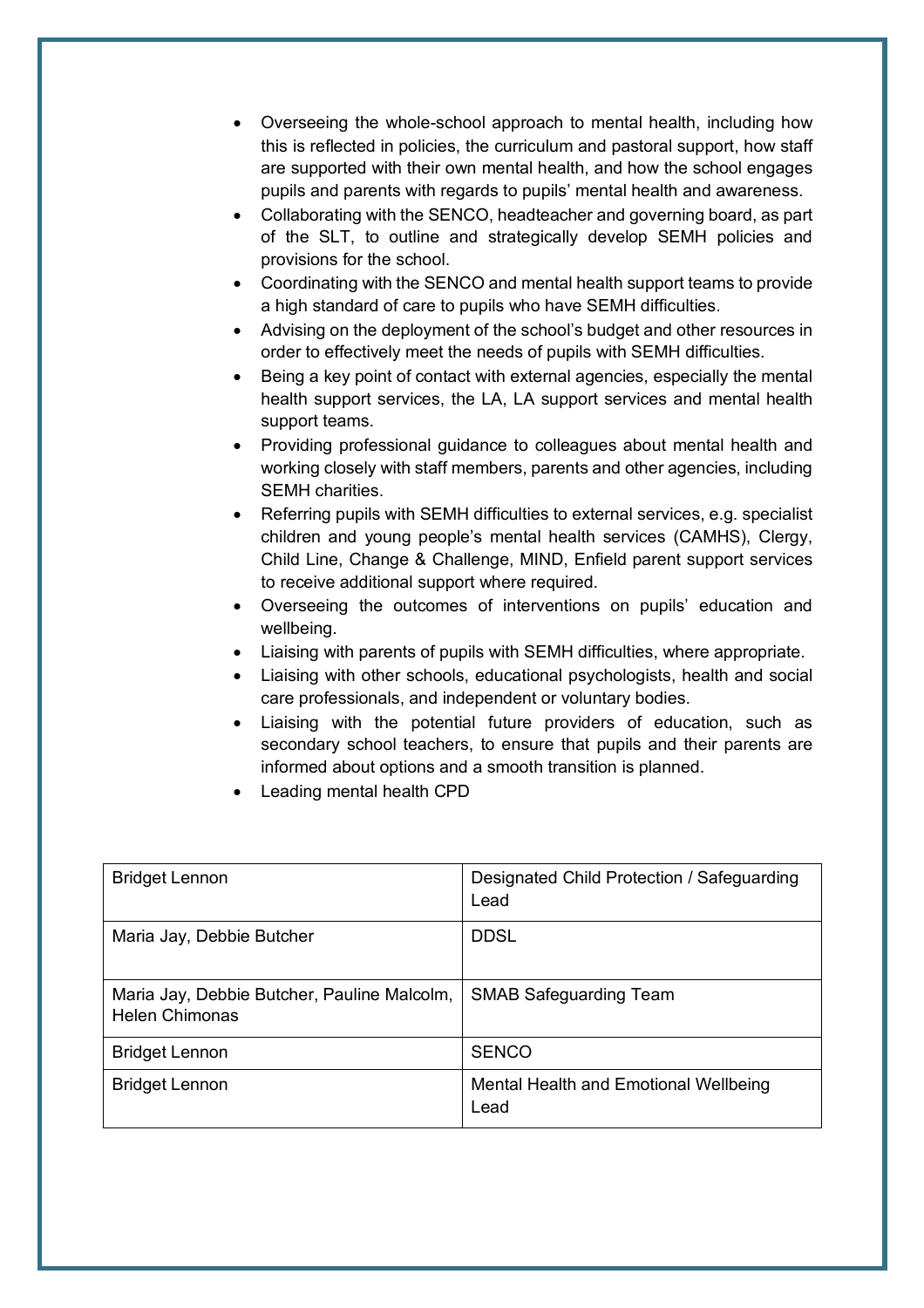- Overseeing the whole-school approach to mental health, including how this is reflected in policies, the curriculum and pastoral support, how staff are supported with their own mental health, and how the school engages pupils and parents with regards to pupils' mental health and awareness.
- Collaborating with the SENCO, headteacher and governing board, as part of the SLT, to outline and strategically develop SEMH policies and provisions for the school.
- Coordinating with the SENCO and mental health support teams to provide a high standard of care to pupils who have SEMH difficulties.
- Advising on the deployment of the school's budget and other resources in order to effectively meet the needs of pupils with SEMH difficulties.
- Being a key point of contact with external agencies, especially the mental health support services, the LA, LA support services and mental health support teams.
- Providing professional guidance to colleagues about mental health and working closely with staff members, parents and other agencies, including SEMH charities.
- Referring pupils with SEMH difficulties to external services, e.g. specialist children and young people's mental health services (CAMHS), Clergy, Child Line, Change & Challenge, MIND, Enfield parent support services to receive additional support where required.
- Overseeing the outcomes of interventions on pupils' education and wellbeing.
- Liaising with parents of pupils with SEMH difficulties, where appropriate.
- Liaising with other schools, educational psychologists, health and social care professionals, and independent or voluntary bodies.
- Liaising with the potential future providers of education, such as secondary school teachers, to ensure that pupils and their parents are informed about options and a smooth transition is planned.
- Leading mental health CPD

| | |
|---|---|
| Bridget Lennon | Designated Child Protection / Safeguarding Lead |
| Maria Jay, Debbie Butcher | DDSL |
| Maria Jay, Debbie Butcher, Pauline Malcolm, Helen Chimonas | SMAB Safeguarding Team |
| Bridget Lennon | SENCO |
| Bridget Lennon | Mental Health and Emotional Wellbeing Lead |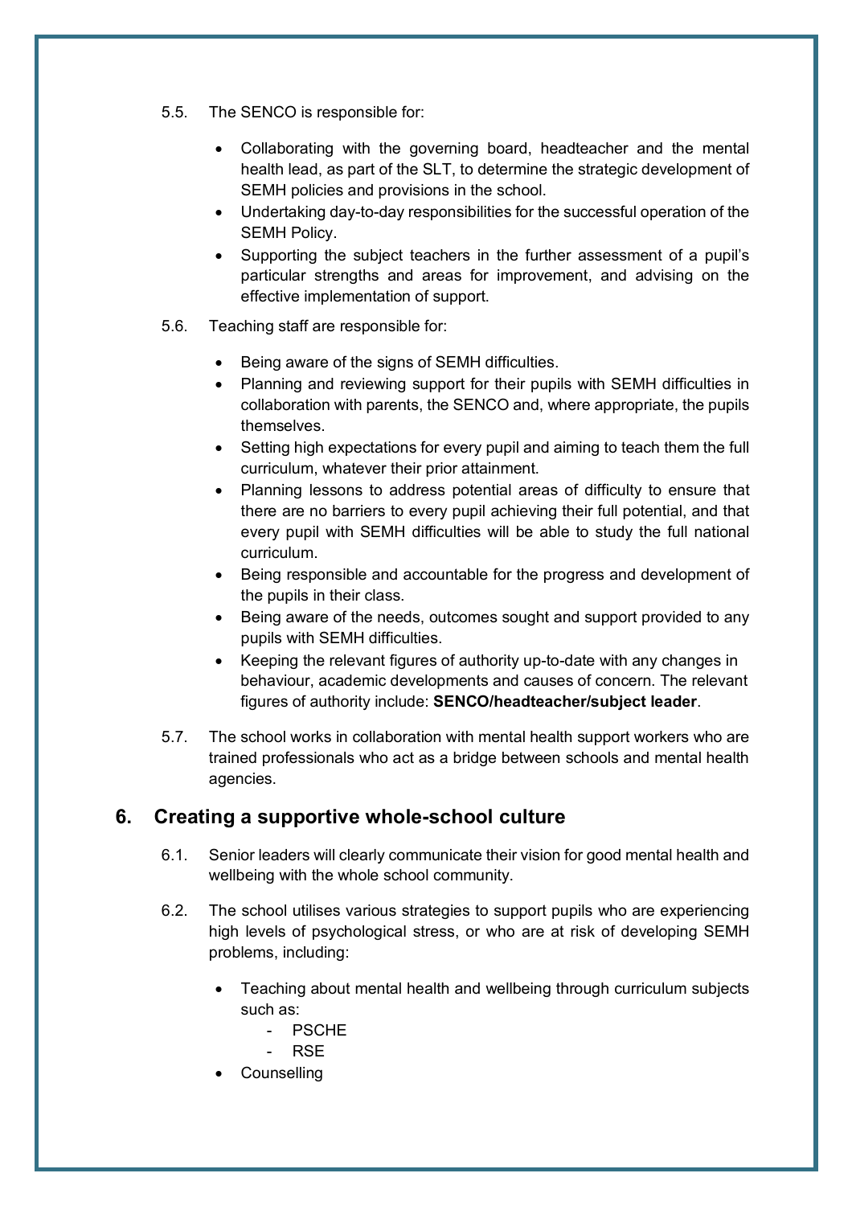5.5. The SENCO is responsible for:

- Collaborating with the governing board, headteacher and the mental health lead, as part of the SLT, to determine the strategic development of SEMH policies and provisions in the school.
- Undertaking day-to-day responsibilities for the successful operation of the SEMH Policy.
- Supporting the subject teachers in the further assessment of a pupil's particular strengths and areas for improvement, and advising on the effective implementation of support.

5.6. Teaching staff are responsible for:

- Being aware of the signs of SEMH difficulties.
- Planning and reviewing support for their pupils with SEMH difficulties in collaboration with parents, the SENCO and, where appropriate, the pupils themselves.
- Setting high expectations for every pupil and aiming to teach them the full curriculum, whatever their prior attainment.
- Planning lessons to address potential areas of difficulty to ensure that there are no barriers to every pupil achieving their full potential, and that every pupil with SEMH difficulties will be able to study the full national curriculum.
- Being responsible and accountable for the progress and development of the pupils in their class.
- Being aware of the needs, outcomes sought and support provided to any pupils with SEMH difficulties.
- Keeping the relevant figures of authority up-to-date with any changes in behaviour, academic developments and causes of concern. The relevant figures of authority include: **SENCO/headteacher/subject leader**.

5.7. The school works in collaboration with mental health support workers who are trained professionals who act as a bridge between schools and mental health agencies.

## 6. Creating a supportive whole-school culture

6.1. Senior leaders will clearly communicate their vision for good mental health and wellbeing with the whole school community.

6.2. The school utilises various strategies to support pupils who are experiencing high levels of psychological stress, or who are at risk of developing SEMH problems, including:

- Teaching about mental health and wellbeing through curriculum subjects such as:
  - PSCHE
  - RSE
- Counselling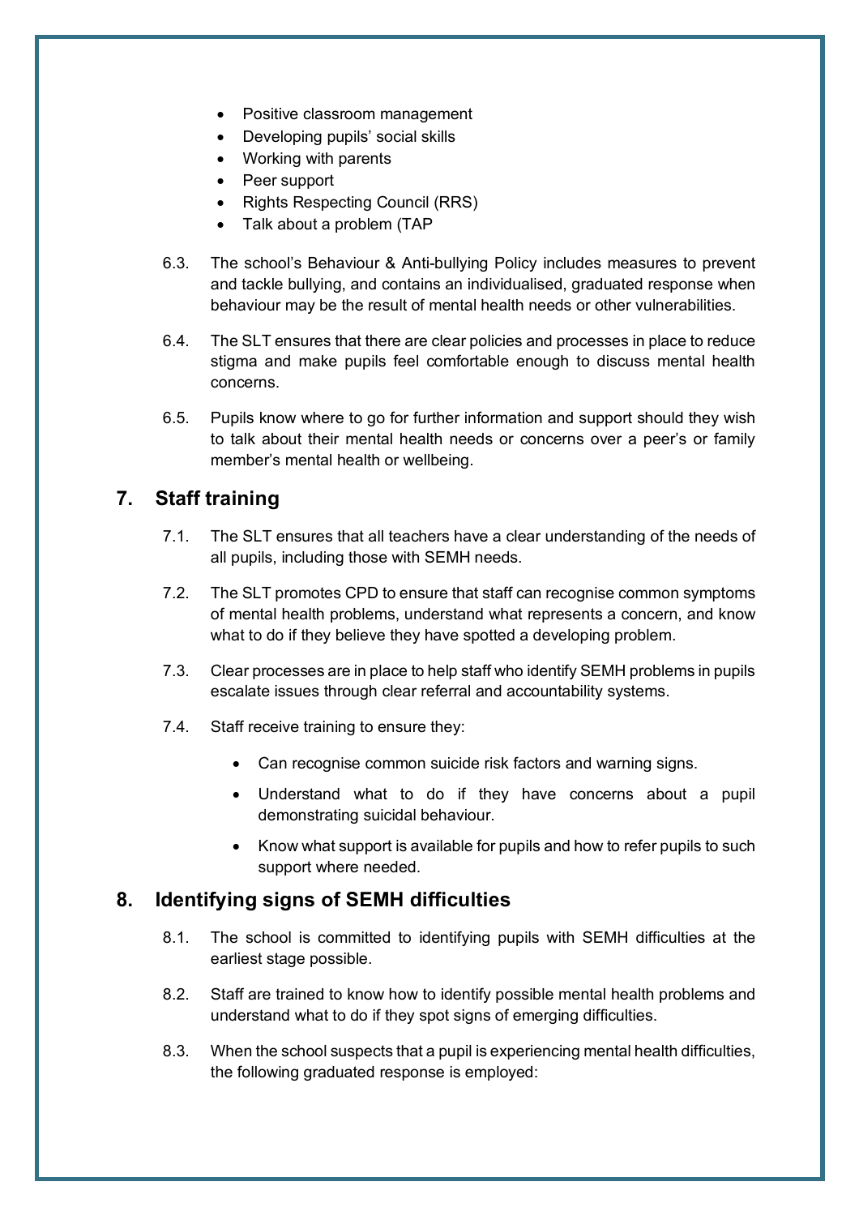- Positive classroom management
- Developing pupils' social skills
- Working with parents
- Peer support
- Rights Respecting Council (RRS)
- Talk about a problem (TAP

6.3. The school's Behaviour & Anti-bullying Policy includes measures to prevent and tackle bullying, and contains an individualised, graduated response when behaviour may be the result of mental health needs or other vulnerabilities.

6.4. The SLT ensures that there are clear policies and processes in place to reduce stigma and make pupils feel comfortable enough to discuss mental health concerns.

6.5. Pupils know where to go for further information and support should they wish to talk about their mental health needs or concerns over a peer's or family member's mental health or wellbeing.

## 7. Staff training

7.1. The SLT ensures that all teachers have a clear understanding of the needs of all pupils, including those with SEMH needs.

7.2. The SLT promotes CPD to ensure that staff can recognise common symptoms of mental health problems, understand what represents a concern, and know what to do if they believe they have spotted a developing problem.

7.3. Clear processes are in place to help staff who identify SEMH problems in pupils escalate issues through clear referral and accountability systems.

7.4. Staff receive training to ensure they:

- Can recognise common suicide risk factors and warning signs.
- Understand what to do if they have concerns about a pupil demonstrating suicidal behaviour.
- Know what support is available for pupils and how to refer pupils to such support where needed.

## 8. Identifying signs of SEMH difficulties

8.1. The school is committed to identifying pupils with SEMH difficulties at the earliest stage possible.

8.2. Staff are trained to know how to identify possible mental health problems and understand what to do if they spot signs of emerging difficulties.

8.3. When the school suspects that a pupil is experiencing mental health difficulties, the following graduated response is employed: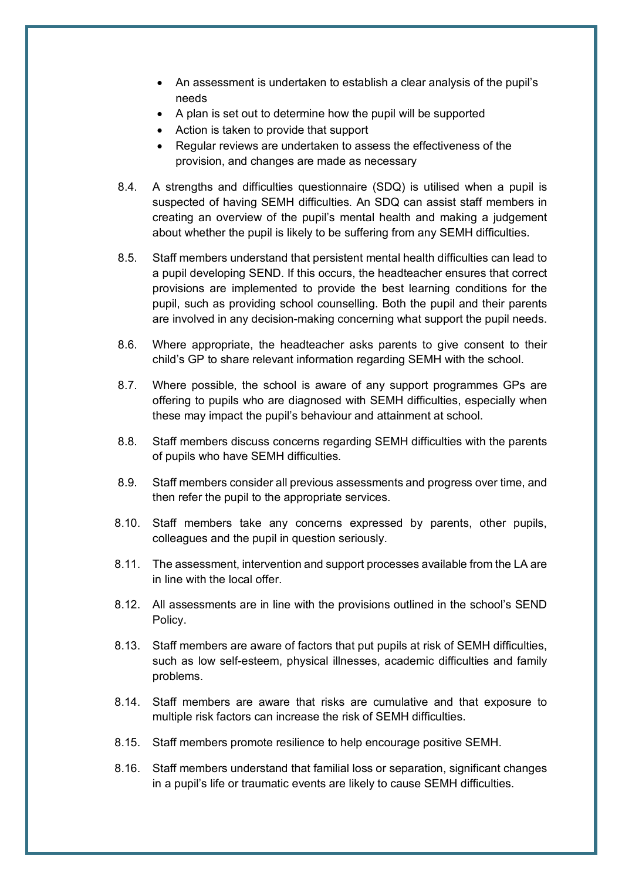- An assessment is undertaken to establish a clear analysis of the pupil's needs
- A plan is set out to determine how the pupil will be supported
- Action is taken to provide that support
- Regular reviews are undertaken to assess the effectiveness of the provision, and changes are made as necessary

8.4. A strengths and difficulties questionnaire (SDQ) is utilised when a pupil is suspected of having SEMH difficulties. An SDQ can assist staff members in creating an overview of the pupil's mental health and making a judgement about whether the pupil is likely to be suffering from any SEMH difficulties.

8.5. Staff members understand that persistent mental health difficulties can lead to a pupil developing SEND. If this occurs, the headteacher ensures that correct provisions are implemented to provide the best learning conditions for the pupil, such as providing school counselling. Both the pupil and their parents are involved in any decision-making concerning what support the pupil needs.

8.6. Where appropriate, the headteacher asks parents to give consent to their child's GP to share relevant information regarding SEMH with the school.

8.7. Where possible, the school is aware of any support programmes GPs are offering to pupils who are diagnosed with SEMH difficulties, especially when these may impact the pupil's behaviour and attainment at school.

8.8. Staff members discuss concerns regarding SEMH difficulties with the parents of pupils who have SEMH difficulties.

8.9. Staff members consider all previous assessments and progress over time, and then refer the pupil to the appropriate services.

8.10. Staff members take any concerns expressed by parents, other pupils, colleagues and the pupil in question seriously.

8.11. The assessment, intervention and support processes available from the LA are in line with the local offer.

8.12. All assessments are in line with the provisions outlined in the school's SEND Policy.

8.13. Staff members are aware of factors that put pupils at risk of SEMH difficulties, such as low self-esteem, physical illnesses, academic difficulties and family problems.

8.14. Staff members are aware that risks are cumulative and that exposure to multiple risk factors can increase the risk of SEMH difficulties.

8.15. Staff members promote resilience to help encourage positive SEMH.

8.16. Staff members understand that familial loss or separation, significant changes in a pupil's life or traumatic events are likely to cause SEMH difficulties.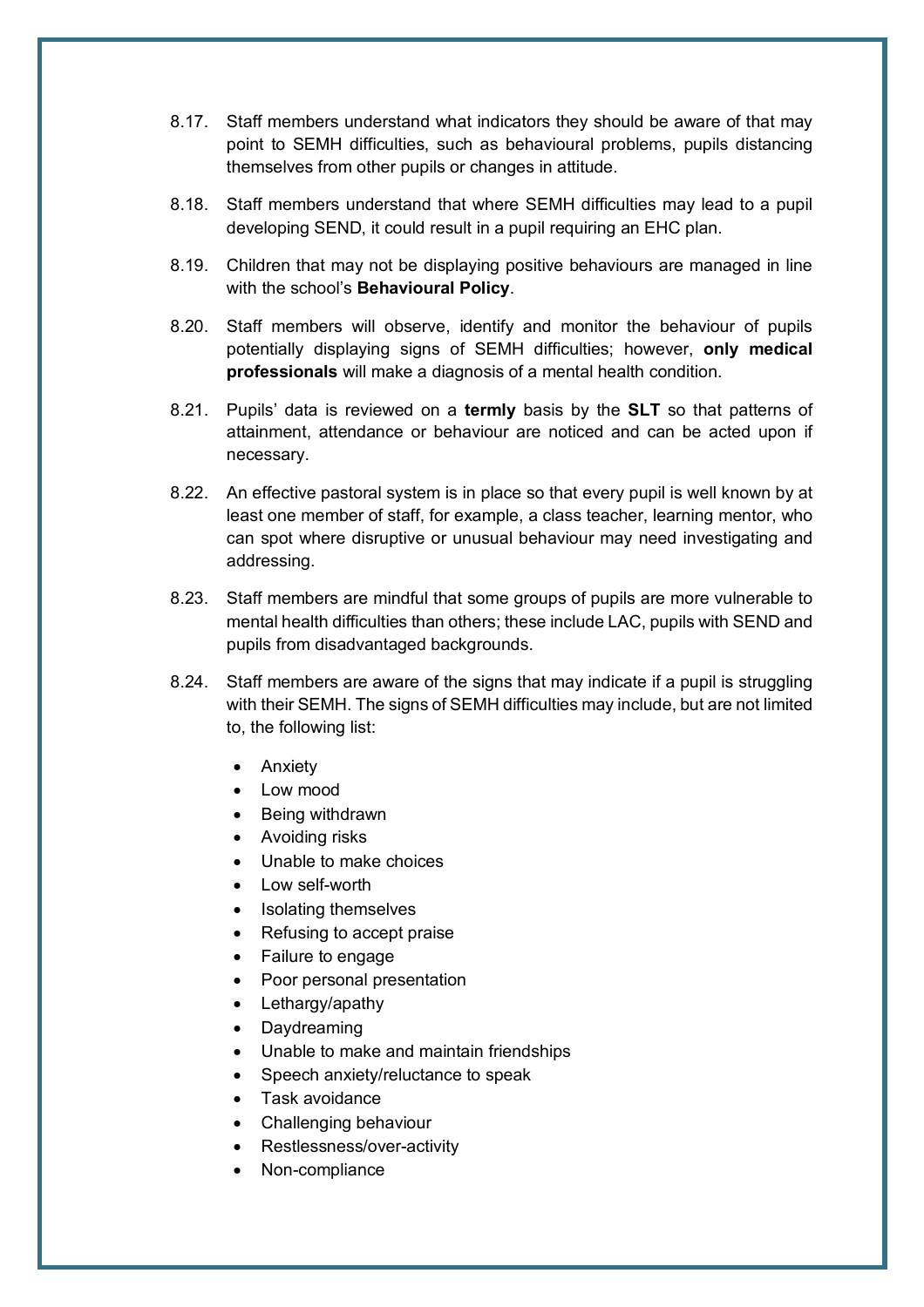8.17. Staff members understand what indicators they should be aware of that may point to SEMH difficulties, such as behavioural problems, pupils distancing themselves from other pupils or changes in attitude.

8.18. Staff members understand that where SEMH difficulties may lead to a pupil developing SEND, it could result in a pupil requiring an EHC plan.

8.19. Children that may not be displaying positive behaviours are managed in line with the school's **Behavioural Policy**.

8.20. Staff members will observe, identify and monitor the behaviour of pupils potentially displaying signs of SEMH difficulties; however, **only medical professionals** will make a diagnosis of a mental health condition.

8.21. Pupils' data is reviewed on a **termly** basis by the **SLT** so that patterns of attainment, attendance or behaviour are noticed and can be acted upon if necessary.

8.22. An effective pastoral system is in place so that every pupil is well known by at least one member of staff, for example, a class teacher, learning mentor, who can spot where disruptive or unusual behaviour may need investigating and addressing.

8.23. Staff members are mindful that some groups of pupils are more vulnerable to mental health difficulties than others; these include LAC, pupils with SEND and pupils from disadvantaged backgrounds.

8.24. Staff members are aware of the signs that may indicate if a pupil is struggling with their SEMH. The signs of SEMH difficulties may include, but are not limited to, the following list:

- Anxiety
- Low mood
- Being withdrawn
- Avoiding risks
- Unable to make choices
- Low self-worth
- Isolating themselves
- Refusing to accept praise
- Failure to engage
- Poor personal presentation
- Lethargy/apathy
- Daydreaming
- Unable to make and maintain friendships
- Speech anxiety/reluctance to speak
- Task avoidance
- Challenging behaviour
- Restlessness/over-activity
- Non-compliance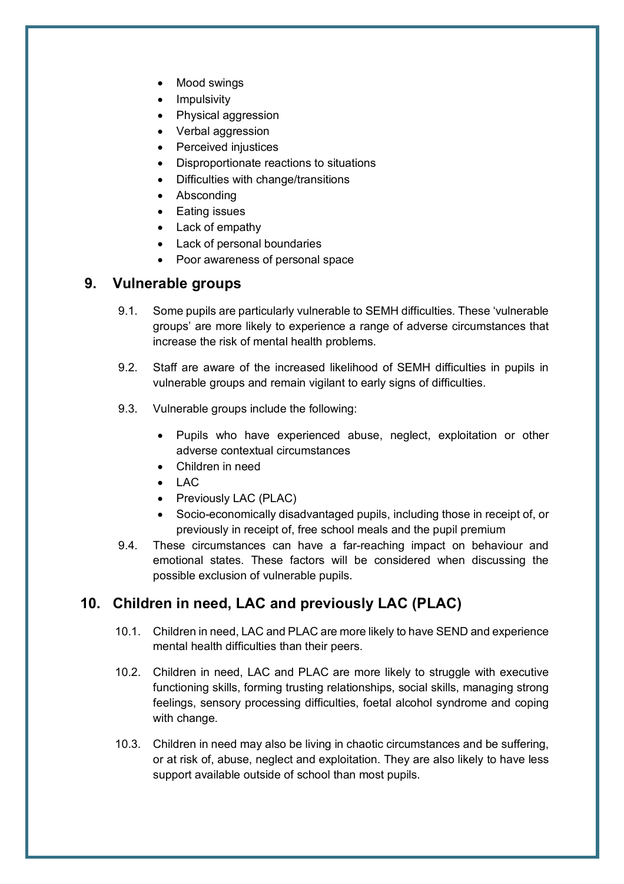- Mood swings
- Impulsivity
- Physical aggression
- Verbal aggression
- Perceived injustices
- Disproportionate reactions to situations
- Difficulties with change/transitions
- Absconding
- Eating issues
- Lack of empathy
- Lack of personal boundaries
- Poor awareness of personal space

## 9. Vulnerable groups

9.1. Some pupils are particularly vulnerable to SEMH difficulties. These 'vulnerable groups' are more likely to experience a range of adverse circumstances that increase the risk of mental health problems.

9.2. Staff are aware of the increased likelihood of SEMH difficulties in pupils in vulnerable groups and remain vigilant to early signs of difficulties.

9.3. Vulnerable groups include the following:

- Pupils who have experienced abuse, neglect, exploitation or other adverse contextual circumstances
- Children in need
- LAC
- Previously LAC (PLAC)
- Socio-economically disadvantaged pupils, including those in receipt of, or previously in receipt of, free school meals and the pupil premium

9.4. These circumstances can have a far-reaching impact on behaviour and emotional states. These factors will be considered when discussing the possible exclusion of vulnerable pupils.

## 10. Children in need, LAC and previously LAC (PLAC)

10.1. Children in need, LAC and PLAC are more likely to have SEND and experience mental health difficulties than their peers.

10.2. Children in need, LAC and PLAC are more likely to struggle with executive functioning skills, forming trusting relationships, social skills, managing strong feelings, sensory processing difficulties, foetal alcohol syndrome and coping with change.

10.3. Children in need may also be living in chaotic circumstances and be suffering, or at risk of, abuse, neglect and exploitation. They are also likely to have less support available outside of school than most pupils.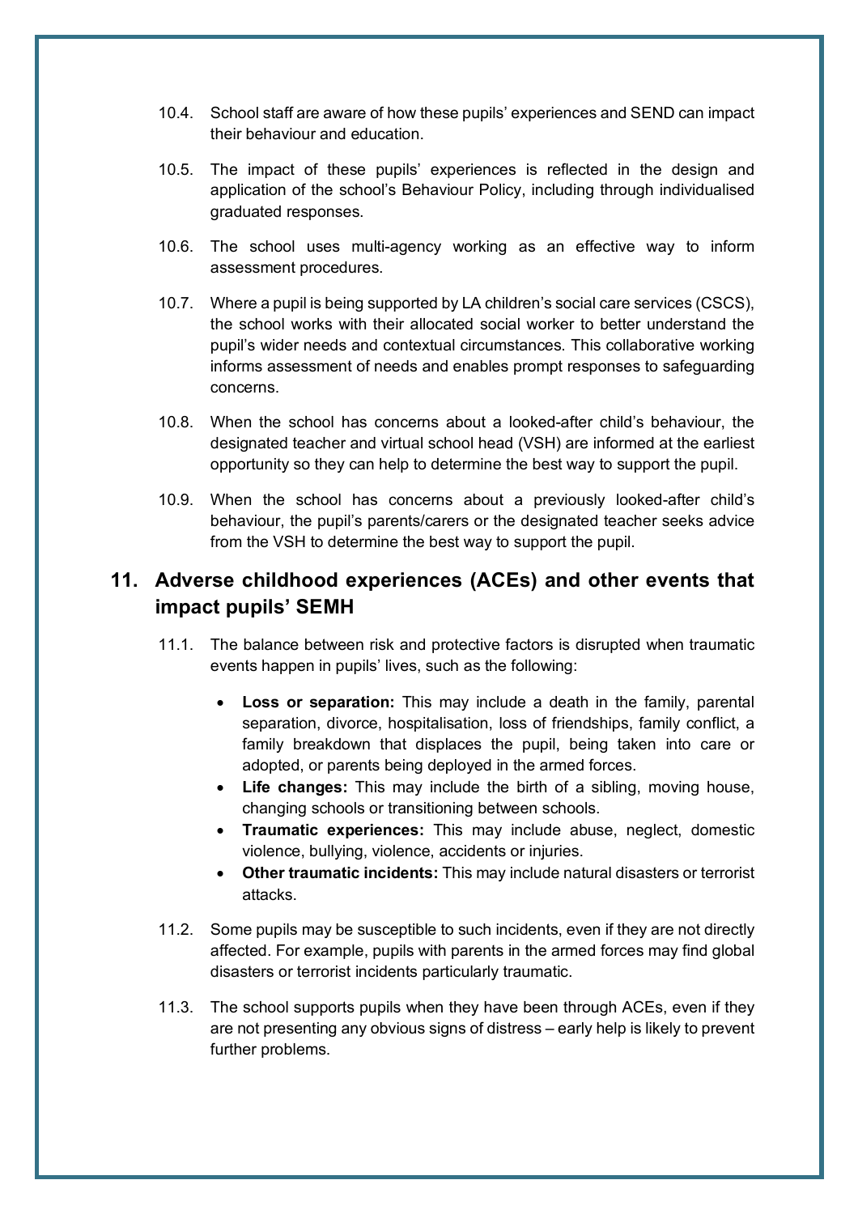10.4. School staff are aware of how these pupils' experiences and SEND can impact their behaviour and education.

10.5. The impact of these pupils' experiences is reflected in the design and application of the school's Behaviour Policy, including through individualised graduated responses.

10.6. The school uses multi-agency working as an effective way to inform assessment procedures.

10.7. Where a pupil is being supported by LA children's social care services (CSCS), the school works with their allocated social worker to better understand the pupil's wider needs and contextual circumstances. This collaborative working informs assessment of needs and enables prompt responses to safeguarding concerns.

10.8. When the school has concerns about a looked-after child's behaviour, the designated teacher and virtual school head (VSH) are informed at the earliest opportunity so they can help to determine the best way to support the pupil.

10.9. When the school has concerns about a previously looked-after child's behaviour, the pupil's parents/carers or the designated teacher seeks advice from the VSH to determine the best way to support the pupil.

## 11. Adverse childhood experiences (ACEs) and other events that impact pupils' SEMH

11.1. The balance between risk and protective factors is disrupted when traumatic events happen in pupils' lives, such as the following:

- **Loss or separation:** This may include a death in the family, parental separation, divorce, hospitalisation, loss of friendships, family conflict, a family breakdown that displaces the pupil, being taken into care or adopted, or parents being deployed in the armed forces.
- **Life changes:** This may include the birth of a sibling, moving house, changing schools or transitioning between schools.
- **Traumatic experiences:** This may include abuse, neglect, domestic violence, bullying, violence, accidents or injuries.
- **Other traumatic incidents:** This may include natural disasters or terrorist attacks.

11.2. Some pupils may be susceptible to such incidents, even if they are not directly affected. For example, pupils with parents in the armed forces may find global disasters or terrorist incidents particularly traumatic.

11.3. The school supports pupils when they have been through ACEs, even if they are not presenting any obvious signs of distress – early help is likely to prevent further problems.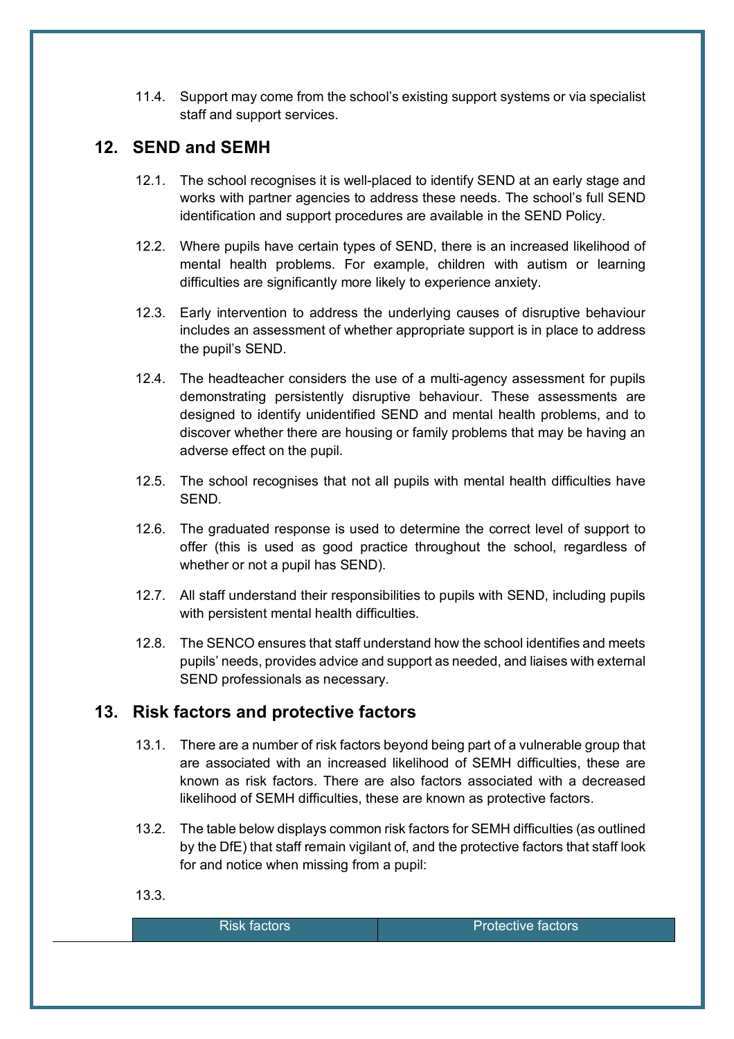11.4. Support may come from the school's existing support systems or via specialist staff and support services.

## 12. SEND and SEMH

12.1. The school recognises it is well-placed to identify SEND at an early stage and works with partner agencies to address these needs. The school's full SEND identification and support procedures are available in the SEND Policy.

12.2. Where pupils have certain types of SEND, there is an increased likelihood of mental health problems. For example, children with autism or learning difficulties are significantly more likely to experience anxiety.

12.3. Early intervention to address the underlying causes of disruptive behaviour includes an assessment of whether appropriate support is in place to address the pupil's SEND.

12.4. The headteacher considers the use of a multi-agency assessment for pupils demonstrating persistently disruptive behaviour. These assessments are designed to identify unidentified SEND and mental health problems, and to discover whether there are housing or family problems that may be having an adverse effect on the pupil.

12.5. The school recognises that not all pupils with mental health difficulties have SEND.

12.6. The graduated response is used to determine the correct level of support to offer (this is used as good practice throughout the school, regardless of whether or not a pupil has SEND).

12.7. All staff understand their responsibilities to pupils with SEND, including pupils with persistent mental health difficulties.

12.8. The SENCO ensures that staff understand how the school identifies and meets pupils' needs, provides advice and support as needed, and liaises with external SEND professionals as necessary.

## 13. Risk factors and protective factors

13.1. There are a number of risk factors beyond being part of a vulnerable group that are associated with an increased likelihood of SEMH difficulties, these are known as risk factors. There are also factors associated with a decreased likelihood of SEMH difficulties, these are known as protective factors.

13.2. The table below displays common risk factors for SEMH difficulties (as outlined by the DfE) that staff remain vigilant of, and the protective factors that staff look for and notice when missing from a pupil:

13.3.

| Risk factors | Protective factors |
| --- | --- |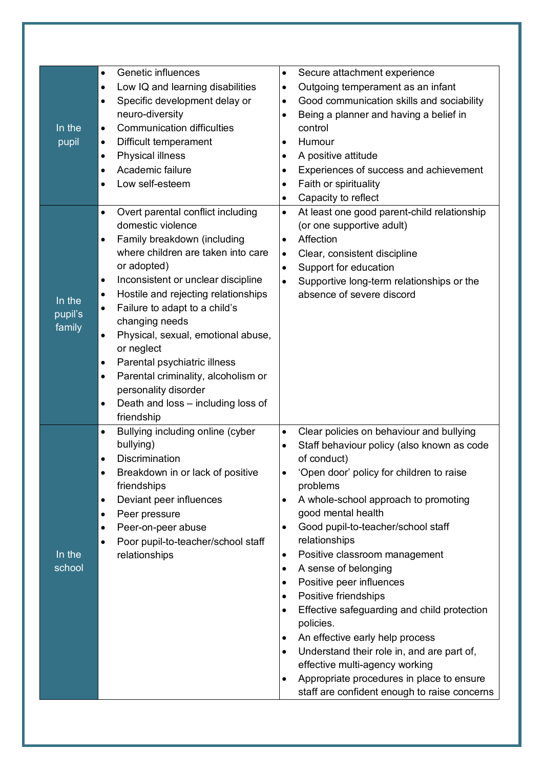| | | |
|---|---|---|
| In the pupil | • Genetic influences<br>• Low IQ and learning disabilities<br>• Specific development delay or neuro-diversity<br>• Communication difficulties<br>• Difficult temperament<br>• Physical illness<br>• Academic failure<br>• Low self-esteem | • Secure attachment experience<br>• Outgoing temperament as an infant<br>• Good communication skills and sociability<br>• Being a planner and having a belief in control<br>• Humour<br>• A positive attitude<br>• Experiences of success and achievement<br>• Faith or spirituality<br>• Capacity to reflect |
| In the pupil's family | • Overt parental conflict including domestic violence<br>• Family breakdown (including where children are taken into care or adopted)<br>• Inconsistent or unclear discipline<br>• Hostile and rejecting relationships<br>• Failure to adapt to a child's changing needs<br>• Physical, sexual, emotional abuse, or neglect<br>• Parental psychiatric illness<br>• Parental criminality, alcoholism or personality disorder<br>• Death and loss – including loss of friendship | • At least one good parent-child relationship (or one supportive adult)<br>• Affection<br>• Clear, consistent discipline<br>• Support for education<br>• Supportive long-term relationships or the absence of severe discord |
| In the school | • Bullying including online (cyber bullying)<br>• Discrimination<br>• Breakdown in or lack of positive friendships<br>• Deviant peer influences<br>• Peer pressure<br>• Peer-on-peer abuse<br>• Poor pupil-to-teacher/school staff relationships | • Clear policies on behaviour and bullying<br>• Staff behaviour policy (also known as code of conduct)<br>• 'Open door' policy for children to raise problems<br>• A whole-school approach to promoting good mental health<br>• Good pupil-to-teacher/school staff relationships<br>• Positive classroom management<br>• A sense of belonging<br>• Positive peer influences<br>• Positive friendships<br>• Effective safeguarding and child protection policies.<br>• An effective early help process<br>• Understand their role in, and are part of, effective multi-agency working<br>• Appropriate procedures in place to ensure staff are confident enough to raise concerns |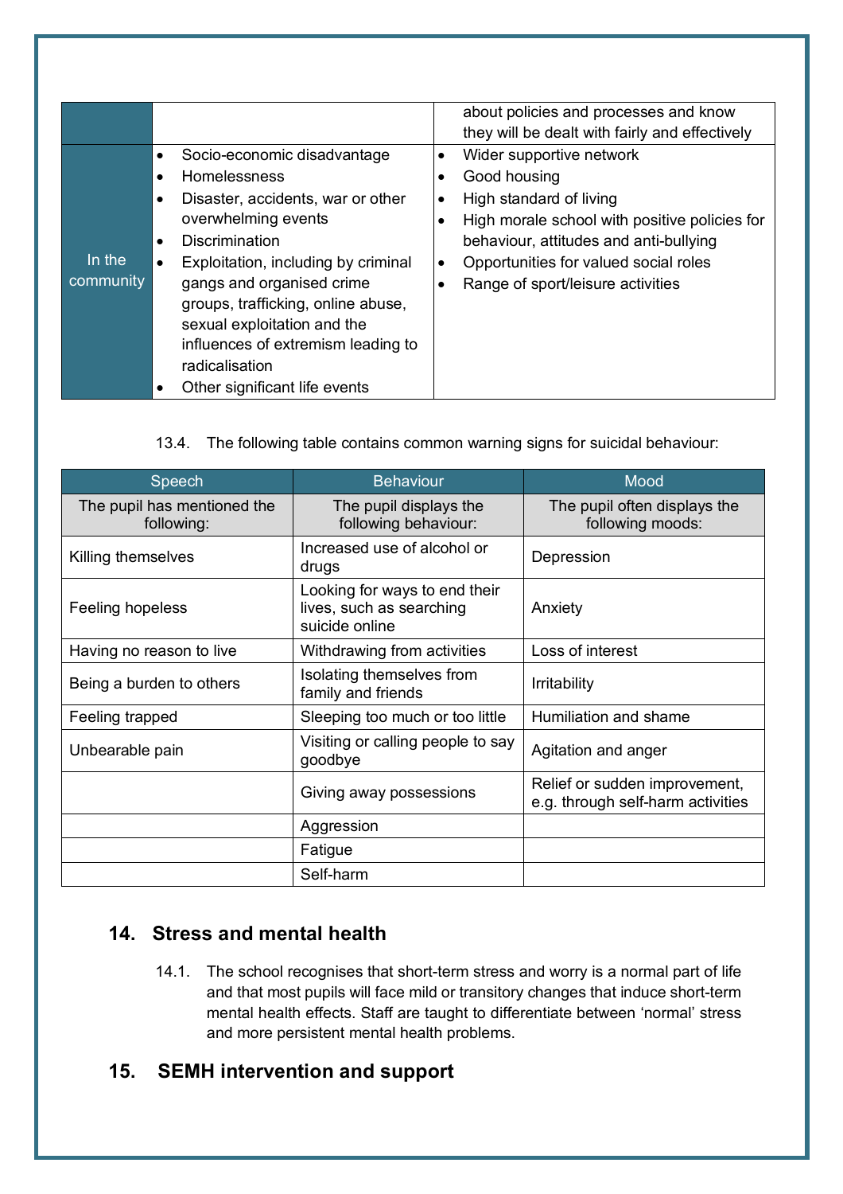| | | |
|---|---|---|
| | | about policies and processes and know they will be dealt with fairly and effectively |
| In the community | • Socio-economic disadvantage<br>• Homelessness<br>• Disaster, accidents, war or other overwhelming events<br>• Discrimination<br>• Exploitation, including by criminal gangs and organised crime groups, trafficking, online abuse, sexual exploitation and the influences of extremism leading to radicalisation<br>• Other significant life events | • Wider supportive network<br>• Good housing<br>• High standard of living<br>• High morale school with positive policies for behaviour, attitudes and anti-bullying<br>• Opportunities for valued social roles<br>• Range of sport/leisure activities |

13.4. The following table contains common warning signs for suicidal behaviour:

| Speech | Behaviour | Mood |
|---|---|---|
| The pupil has mentioned the following: | The pupil displays the following behaviour: | The pupil often displays the following moods: |
| Killing themselves | Increased use of alcohol or drugs | Depression |
| Feeling hopeless | Looking for ways to end their lives, such as searching suicide online | Anxiety |
| Having no reason to live | Withdrawing from activities | Loss of interest |
| Being a burden to others | Isolating themselves from family and friends | Irritability |
| Feeling trapped | Sleeping too much or too little | Humiliation and shame |
| Unbearable pain | Visiting or calling people to say goodbye | Agitation and anger |
| | Giving away possessions | Relief or sudden improvement, e.g. through self-harm activities |
| | Aggression | |
| | Fatigue | |
| | Self-harm | |

## 14. Stress and mental health

14.1. The school recognises that short-term stress and worry is a normal part of life and that most pupils will face mild or transitory changes that induce short-term mental health effects. Staff are taught to differentiate between 'normal' stress and more persistent mental health problems.

## 15. SEMH intervention and support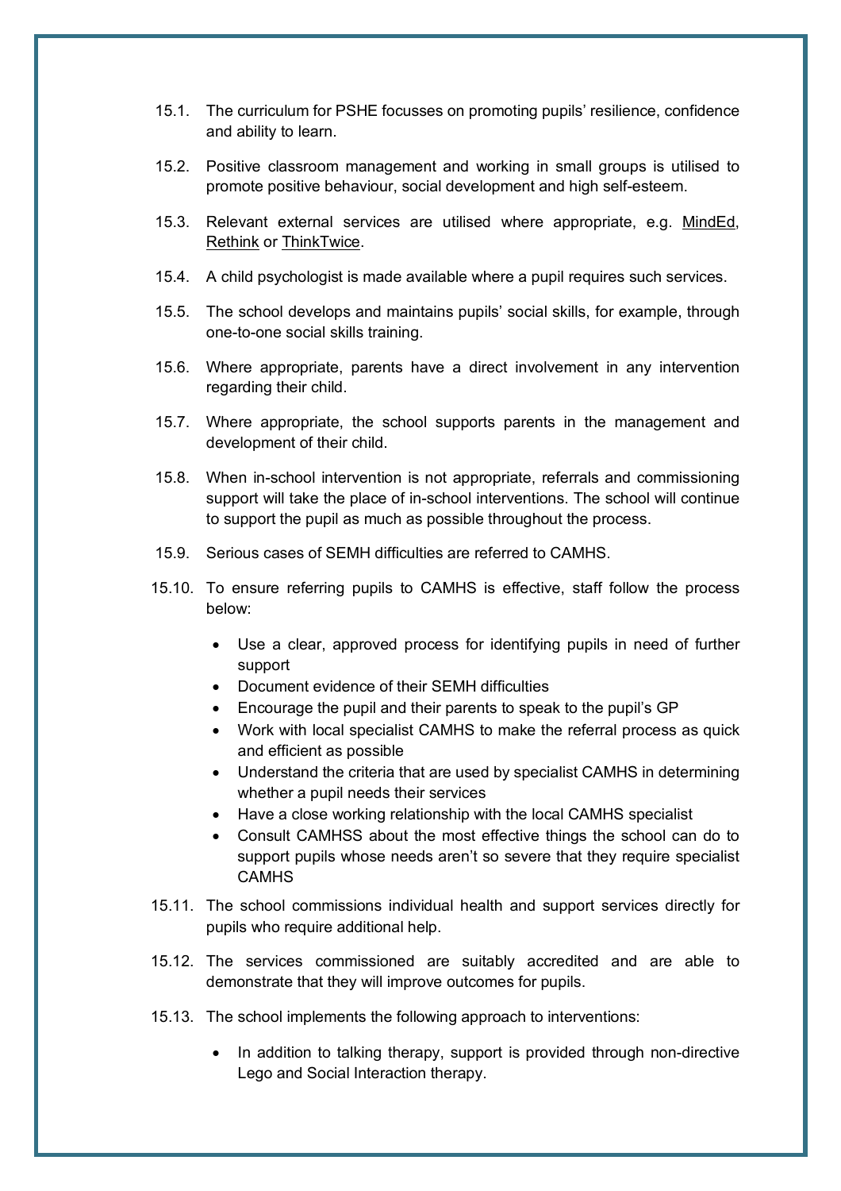15.1. The curriculum for PSHE focusses on promoting pupils' resilience, confidence and ability to learn.

15.2. Positive classroom management and working in small groups is utilised to promote positive behaviour, social development and high self-esteem.

15.3. Relevant external services are utilised where appropriate, e.g. MindEd, Rethink or ThinkTwice.

15.4. A child psychologist is made available where a pupil requires such services.

15.5. The school develops and maintains pupils' social skills, for example, through one-to-one social skills training.

15.6. Where appropriate, parents have a direct involvement in any intervention regarding their child.

15.7. Where appropriate, the school supports parents in the management and development of their child.

15.8. When in-school intervention is not appropriate, referrals and commissioning support will take the place of in-school interventions. The school will continue to support the pupil as much as possible throughout the process.

15.9. Serious cases of SEMH difficulties are referred to CAMHS.

15.10. To ensure referring pupils to CAMHS is effective, staff follow the process below:

- Use a clear, approved process for identifying pupils in need of further support
- Document evidence of their SEMH difficulties
- Encourage the pupil and their parents to speak to the pupil's GP
- Work with local specialist CAMHS to make the referral process as quick and efficient as possible
- Understand the criteria that are used by specialist CAMHS in determining whether a pupil needs their services
- Have a close working relationship with the local CAMHS specialist
- Consult CAMHSS about the most effective things the school can do to support pupils whose needs aren't so severe that they require specialist CAMHS

15.11. The school commissions individual health and support services directly for pupils who require additional help.

15.12. The services commissioned are suitably accredited and are able to demonstrate that they will improve outcomes for pupils.

15.13. The school implements the following approach to interventions:

- In addition to talking therapy, support is provided through non-directive Lego and Social Interaction therapy.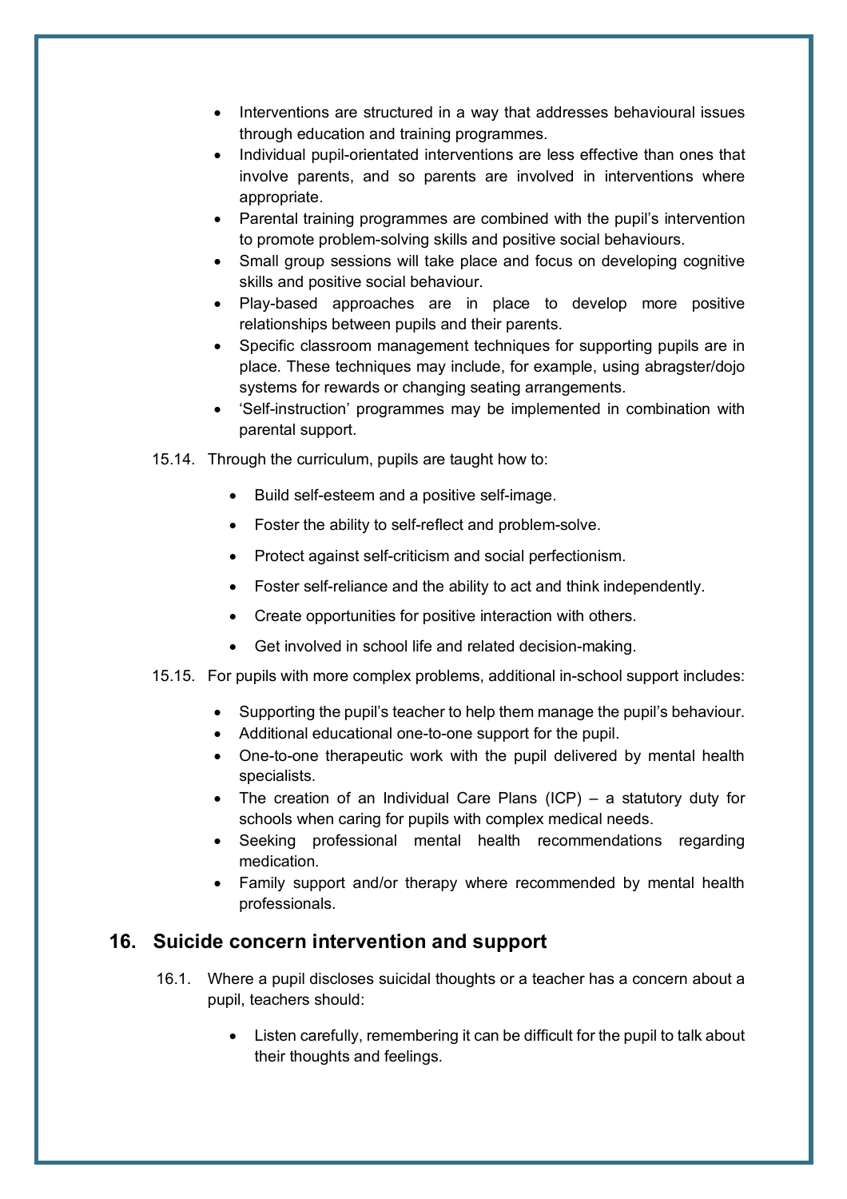- Interventions are structured in a way that addresses behavioural issues through education and training programmes.
- Individual pupil-orientated interventions are less effective than ones that involve parents, and so parents are involved in interventions where appropriate.
- Parental training programmes are combined with the pupil's intervention to promote problem-solving skills and positive social behaviours.
- Small group sessions will take place and focus on developing cognitive skills and positive social behaviour.
- Play-based approaches are in place to develop more positive relationships between pupils and their parents.
- Specific classroom management techniques for supporting pupils are in place. These techniques may include, for example, using abragster/dojo systems for rewards or changing seating arrangements.
- 'Self-instruction' programmes may be implemented in combination with parental support.

15.14. Through the curriculum, pupils are taught how to:

- Build self-esteem and a positive self-image.
- Foster the ability to self-reflect and problem-solve.
- Protect against self-criticism and social perfectionism.
- Foster self-reliance and the ability to act and think independently.
- Create opportunities for positive interaction with others.
- Get involved in school life and related decision-making.

15.15. For pupils with more complex problems, additional in-school support includes:

- Supporting the pupil's teacher to help them manage the pupil's behaviour.
- Additional educational one-to-one support for the pupil.
- One-to-one therapeutic work with the pupil delivered by mental health specialists.
- The creation of an Individual Care Plans (ICP) – a statutory duty for schools when caring for pupils with complex medical needs.
- Seeking professional mental health recommendations regarding medication.
- Family support and/or therapy where recommended by mental health professionals.

## 16. Suicide concern intervention and support

16.1. Where a pupil discloses suicidal thoughts or a teacher has a concern about a pupil, teachers should:

- Listen carefully, remembering it can be difficult for the pupil to talk about their thoughts and feelings.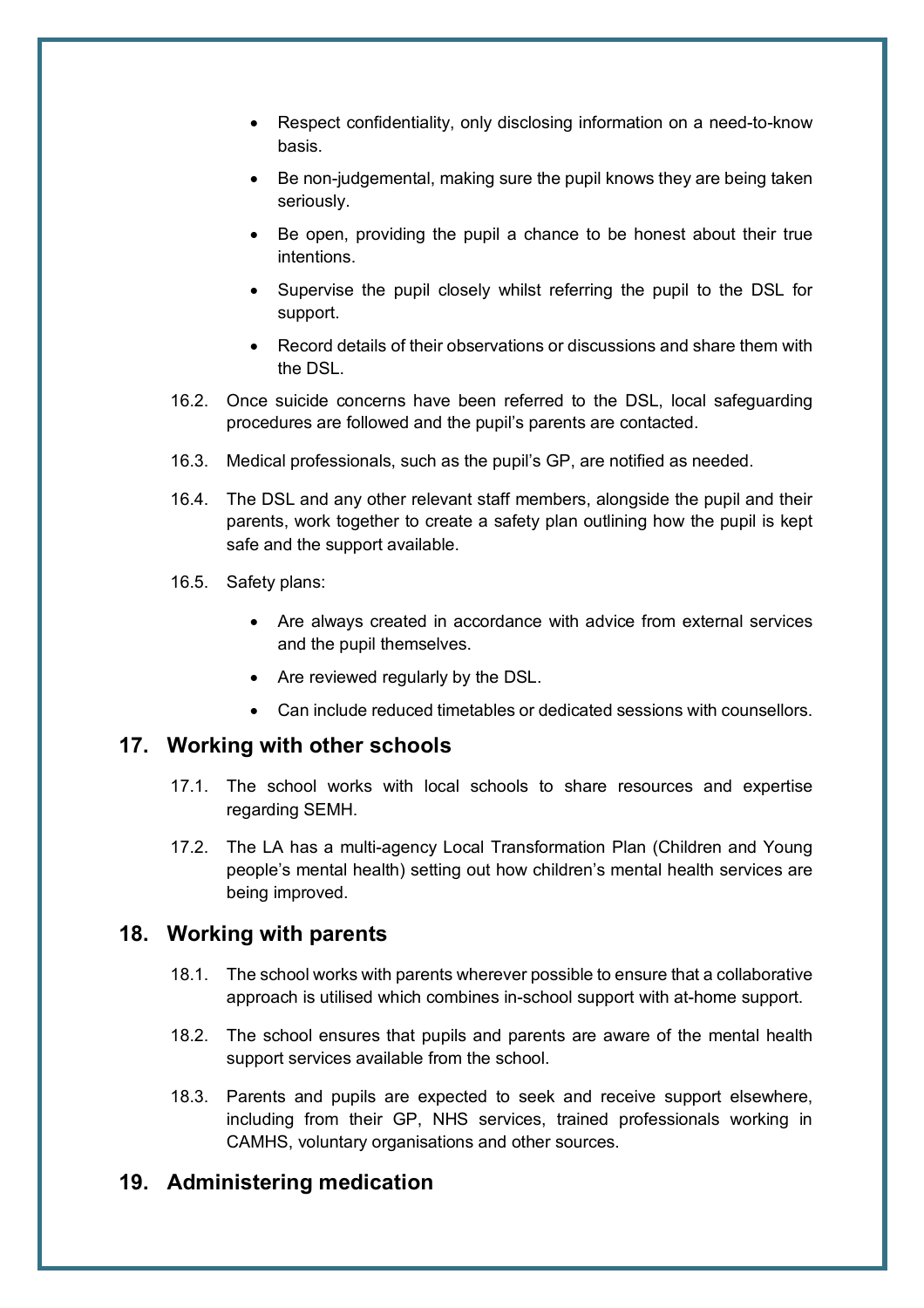- Respect confidentiality, only disclosing information on a need-to-know basis.
- Be non-judgemental, making sure the pupil knows they are being taken seriously.
- Be open, providing the pupil a chance to be honest about their true intentions.
- Supervise the pupil closely whilst referring the pupil to the DSL for support.
- Record details of their observations or discussions and share them with the DSL.

16.2. Once suicide concerns have been referred to the DSL, local safeguarding procedures are followed and the pupil's parents are contacted.

16.3. Medical professionals, such as the pupil's GP, are notified as needed.

16.4. The DSL and any other relevant staff members, alongside the pupil and their parents, work together to create a safety plan outlining how the pupil is kept safe and the support available.

16.5. Safety plans:

- Are always created in accordance with advice from external services and the pupil themselves.
- Are reviewed regularly by the DSL.
- Can include reduced timetables or dedicated sessions with counsellors.

## 17. Working with other schools

17.1. The school works with local schools to share resources and expertise regarding SEMH.

17.2. The LA has a multi-agency Local Transformation Plan (Children and Young people's mental health) setting out how children's mental health services are being improved.

## 18. Working with parents

18.1. The school works with parents wherever possible to ensure that a collaborative approach is utilised which combines in-school support with at-home support.

18.2. The school ensures that pupils and parents are aware of the mental health support services available from the school.

18.3. Parents and pupils are expected to seek and receive support elsewhere, including from their GP, NHS services, trained professionals working in CAMHS, voluntary organisations and other sources.

## 19. Administering medication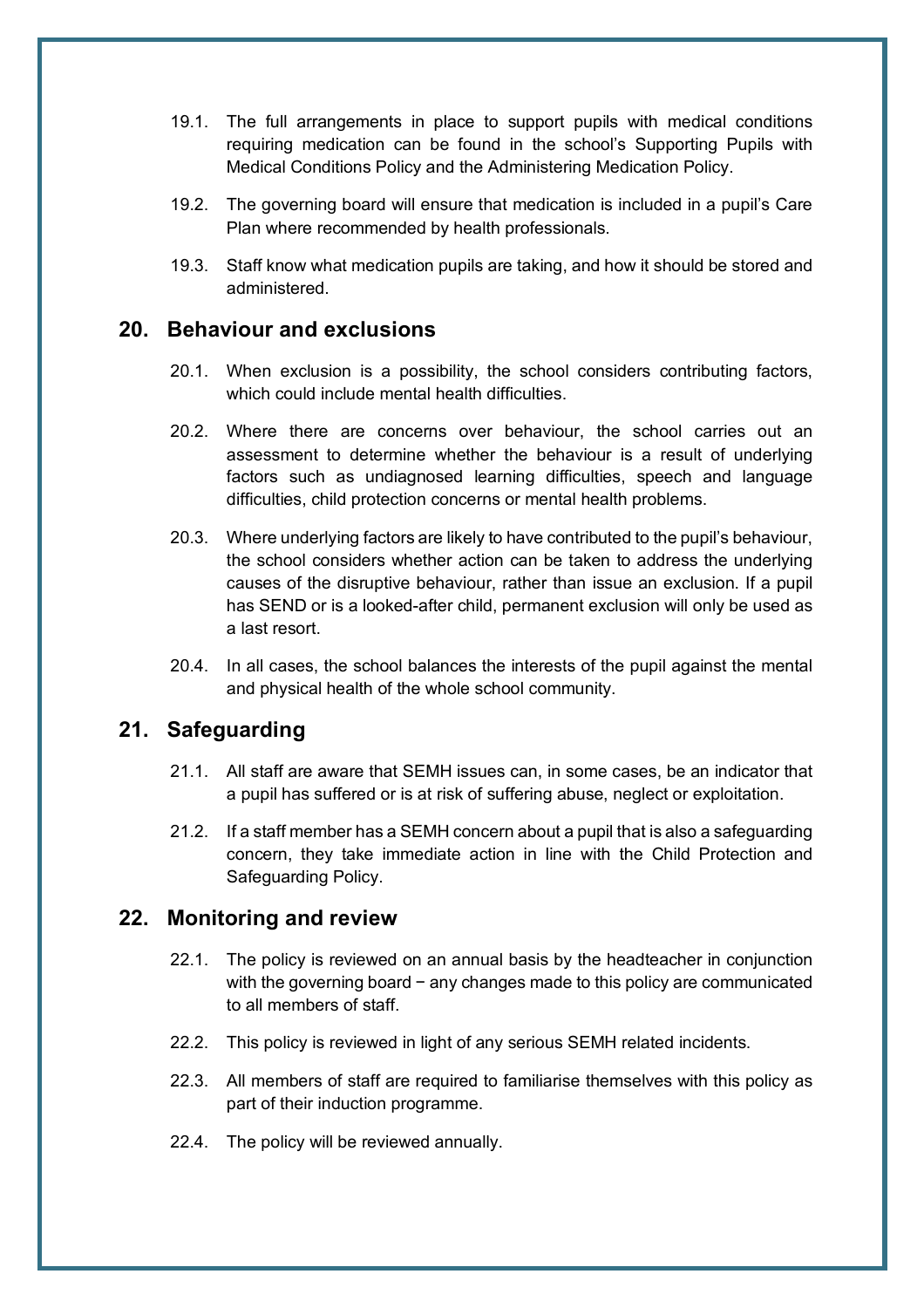19.1. The full arrangements in place to support pupils with medical conditions requiring medication can be found in the school's Supporting Pupils with Medical Conditions Policy and the Administering Medication Policy.

19.2. The governing board will ensure that medication is included in a pupil's Care Plan where recommended by health professionals.

19.3. Staff know what medication pupils are taking, and how it should be stored and administered.

## 20. Behaviour and exclusions

20.1. When exclusion is a possibility, the school considers contributing factors, which could include mental health difficulties.

20.2. Where there are concerns over behaviour, the school carries out an assessment to determine whether the behaviour is a result of underlying factors such as undiagnosed learning difficulties, speech and language difficulties, child protection concerns or mental health problems.

20.3. Where underlying factors are likely to have contributed to the pupil's behaviour, the school considers whether action can be taken to address the underlying causes of the disruptive behaviour, rather than issue an exclusion. If a pupil has SEND or is a looked-after child, permanent exclusion will only be used as a last resort.

20.4. In all cases, the school balances the interests of the pupil against the mental and physical health of the whole school community.

## 21. Safeguarding

21.1. All staff are aware that SEMH issues can, in some cases, be an indicator that a pupil has suffered or is at risk of suffering abuse, neglect or exploitation.

21.2. If a staff member has a SEMH concern about a pupil that is also a safeguarding concern, they take immediate action in line with the Child Protection and Safeguarding Policy.

## 22. Monitoring and review

22.1. The policy is reviewed on an annual basis by the headteacher in conjunction with the governing board − any changes made to this policy are communicated to all members of staff.

22.2. This policy is reviewed in light of any serious SEMH related incidents.

22.3. All members of staff are required to familiarise themselves with this policy as part of their induction programme.

22.4. The policy will be reviewed annually.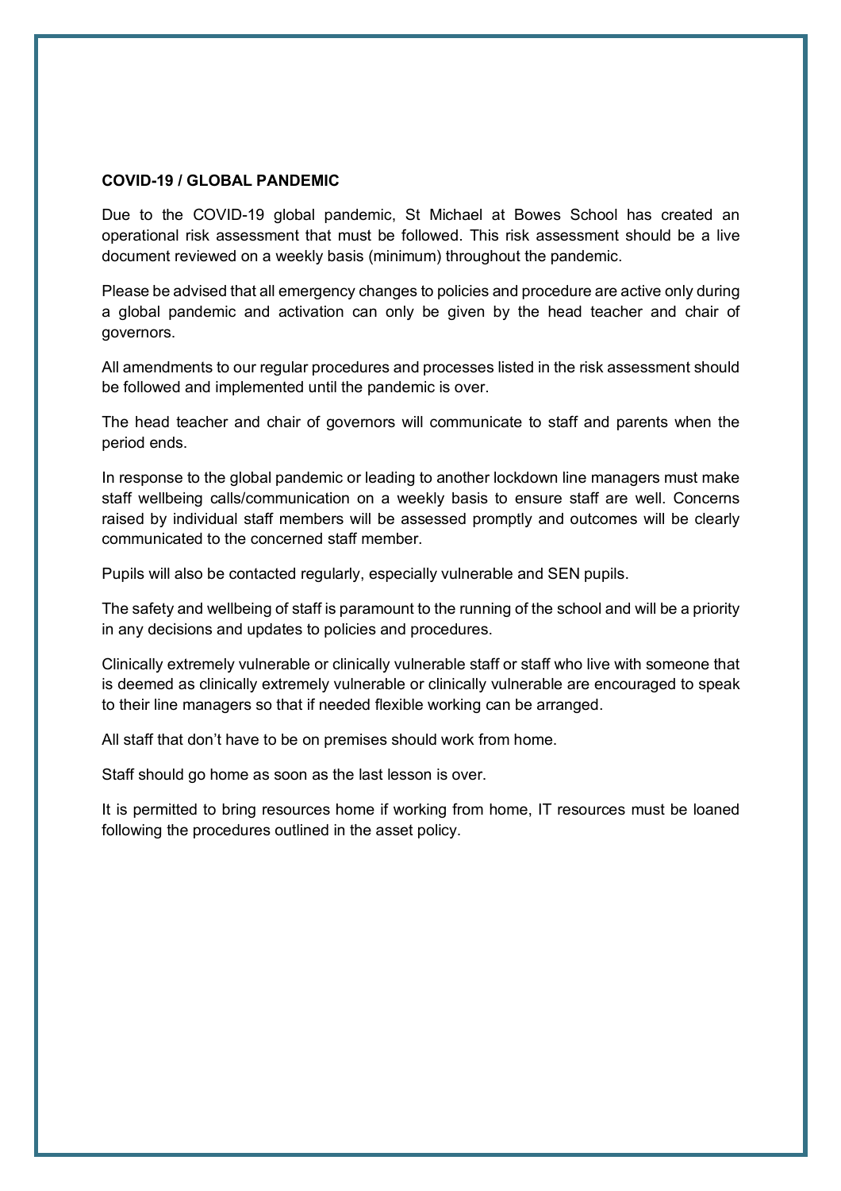**COVID-19 / GLOBAL PANDEMIC**

Due to the COVID-19 global pandemic, St Michael at Bowes School has created an operational risk assessment that must be followed. This risk assessment should be a live document reviewed on a weekly basis (minimum) throughout the pandemic.

Please be advised that all emergency changes to policies and procedure are active only during a global pandemic and activation can only be given by the head teacher and chair of governors.

All amendments to our regular procedures and processes listed in the risk assessment should be followed and implemented until the pandemic is over.

The head teacher and chair of governors will communicate to staff and parents when the period ends.

In response to the global pandemic or leading to another lockdown line managers must make staff wellbeing calls/communication on a weekly basis to ensure staff are well. Concerns raised by individual staff members will be assessed promptly and outcomes will be clearly communicated to the concerned staff member.

Pupils will also be contacted regularly, especially vulnerable and SEN pupils.

The safety and wellbeing of staff is paramount to the running of the school and will be a priority in any decisions and updates to policies and procedures.

Clinically extremely vulnerable or clinically vulnerable staff or staff who live with someone that is deemed as clinically extremely vulnerable or clinically vulnerable are encouraged to speak to their line managers so that if needed flexible working can be arranged.

All staff that don't have to be on premises should work from home.

Staff should go home as soon as the last lesson is over.

It is permitted to bring resources home if working from home, IT resources must be loaned following the procedures outlined in the asset policy.